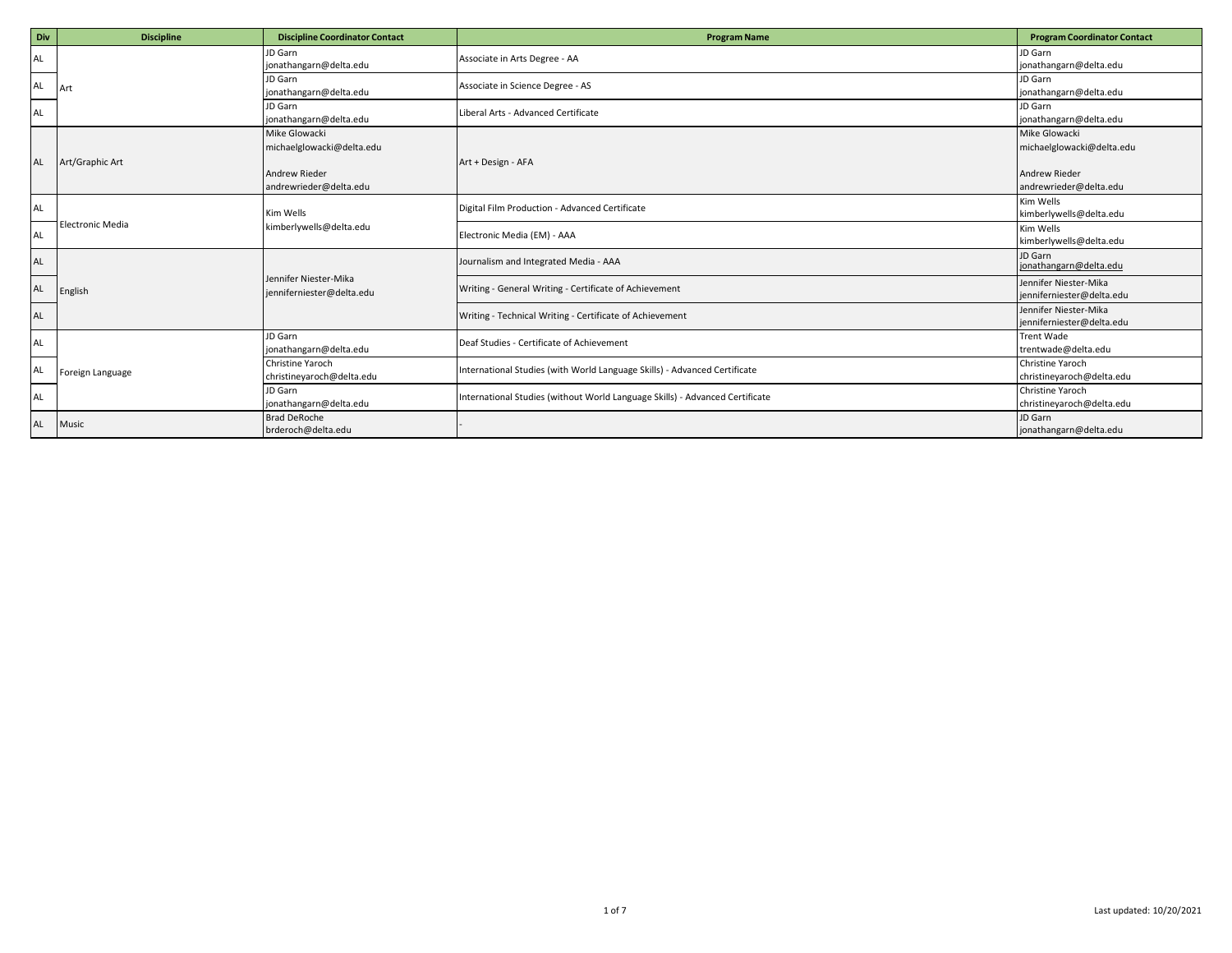| Div | Discipline | Discipline Coordinator Contact | Program Name | Program Coordinator Contact |
|---|---|---|---|---|
| AL | Art | JD Garn jonathangarn@delta.edu | Associate in Arts Degree - AA | JD Garn jonathangarn@delta.edu |
| AL | | JD Garn jonathangarn@delta.edu | Associate in Science Degree - AS | JD Garn jonathangarn@delta.edu |
| AL | | JD Garn jonathangarn@delta.edu | Liberal Arts - Advanced Certificate | JD Garn jonathangarn@delta.edu |
| AL | Art/Graphic Art | Mike Glowacki michaelglowacki@delta.edu<br><br>Andrew Rieder andrewrieder@delta.edu | Art + Design - AFA | Mike Glowacki michaelglowacki@delta.edu<br><br>Andrew Rieder andrewrieder@delta.edu |
| AL | Electronic Media | Kim Wells kimberlywells@delta.edu | Digital Film Production - Advanced Certificate | Kim Wells kimberlywells@delta.edu |
| AL | | | Electronic Media (EM) - AAA | Kim Wells kimberlywells@delta.edu |
| AL | English | Jennifer Niester-Mika jenniferniester@delta.edu | Journalism and Integrated Media - AAA | JD Garn jonathangarn@delta.edu |
| AL | | | Writing - General Writing - Certificate of Achievement | Jennifer Niester-Mika jenniferniester@delta.edu |
| AL | | | Writing - Technical Writing - Certificate of Achievement | Jennifer Niester-Mika jenniferniester@delta.edu |
| AL | Foreign Language | JD Garn jonathangarn@delta.edu | Deaf Studies - Certificate of Achievement | Trent Wade trentwade@delta.edu |
| AL | | Christine Yaroch christineyaroch@delta.edu | International Studies (with World Language Skills) - Advanced Certificate | Christine Yaroch christineyaroch@delta.edu |
| AL | | JD Garn jonathangarn@delta.edu | International Studies (without World Language Skills) - Advanced Certificate | Christine Yaroch christineyaroch@delta.edu |
| AL | Music | Brad DeRoche brderoch@delta.edu | - | JD Garn jonathangarn@delta.edu |

Last updated: 10/20/2021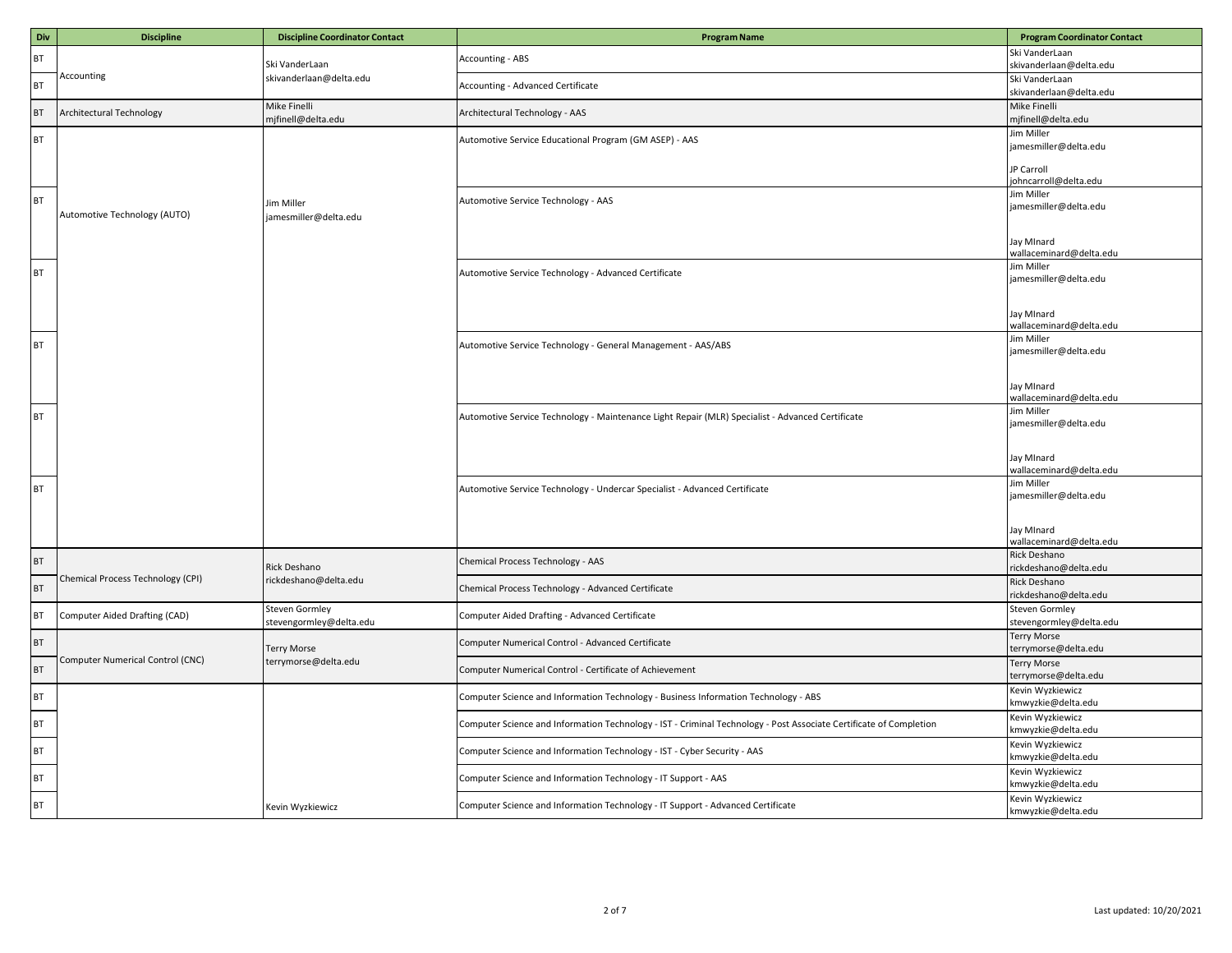| Div | Discipline | Discipline Coordinator Contact | Program Name | Program Coordinator Contact |
| --- | --- | --- | --- | --- |
| BT | Accounting | Ski VanderLaan skivanderlaan@delta.edu | Accounting - ABS | Ski VanderLaan skivanderlaan@delta.edu |
| BT | | | Accounting - Advanced Certificate | Ski VanderLaan skivanderlaan@delta.edu |
| BT | Architectural Technology | Mike Finelli mjfinell@delta.edu | Architectural Technology - AAS | Mike Finelli mjfinell@delta.edu |
| BT | Automotive Technology (AUTO) | Jim Miller jamesmiller@delta.edu | Automotive Service Educational Program (GM ASEP) - AAS | Jim Miller jamesmiller@delta.edu JP Carroll johncarroll@delta.edu |
| BT | | | Automotive Service Technology - AAS | Jim Miller jamesmiller@delta.edu Jay MInard wallaceminard@delta.edu |
| BT | | | Automotive Service Technology - Advanced Certificate | Jim Miller jamesmiller@delta.edu Jay MInard wallaceminard@delta.edu |
| BT | | | Automotive Service Technology - General Management - AAS/ABS | Jim Miller jamesmiller@delta.edu Jay MInard wallaceminard@delta.edu |
| BT | | | Automotive Service Technology - Maintenance Light Repair (MLR) Specialist - Advanced Certificate | Jim Miller jamesmiller@delta.edu Jay MInard wallaceminard@delta.edu |
| BT | | | Automotive Service Technology - Undercar Specialist - Advanced Certificate | Jim Miller jamesmiller@delta.edu Jay MInard wallaceminard@delta.edu |
| BT | Chemical Process Technology (CPI) | Rick Deshano rickdeshano@delta.edu | Chemical Process Technology - AAS | Rick Deshano rickdeshano@delta.edu |
| BT | | | Chemical Process Technology - Advanced Certificate | Rick Deshano rickdeshano@delta.edu |
| BT | Computer Aided Drafting (CAD) | Steven Gormley stevengormley@delta.edu | Computer Aided Drafting - Advanced Certificate | Steven Gormley stevengormley@delta.edu |
| BT | Computer Numerical Control (CNC) | Terry Morse terrymorse@delta.edu | Computer Numerical Control - Advanced Certificate | Terry Morse terrymorse@delta.edu |
| BT | | | Computer Numerical Control - Certificate of Achievement | Terry Morse terrymorse@delta.edu |
| BT | | | Computer Science and Information Technology - Business Information Technology - ABS | Kevin Wyzkiewicz kmwyzkie@delta.edu |
| BT | | | Computer Science and Information Technology - IST - Criminal Technology - Post Associate Certificate of Completion | Kevin Wyzkiewicz kmwyzkie@delta.edu |
| BT | | | Computer Science and Information Technology - IST - Cyber Security - AAS | Kevin Wyzkiewicz kmwyzkie@delta.edu |
| BT | | | Computer Science and Information Technology - IT Support - AAS | Kevin Wyzkiewicz kmwyzkie@delta.edu |
| BT | | Kevin Wyzkiewicz | Computer Science and Information Technology - IT Support - Advanced Certificate | Kevin Wyzkiewicz kmwyzkie@delta.edu |

Last updated: 10/20/2021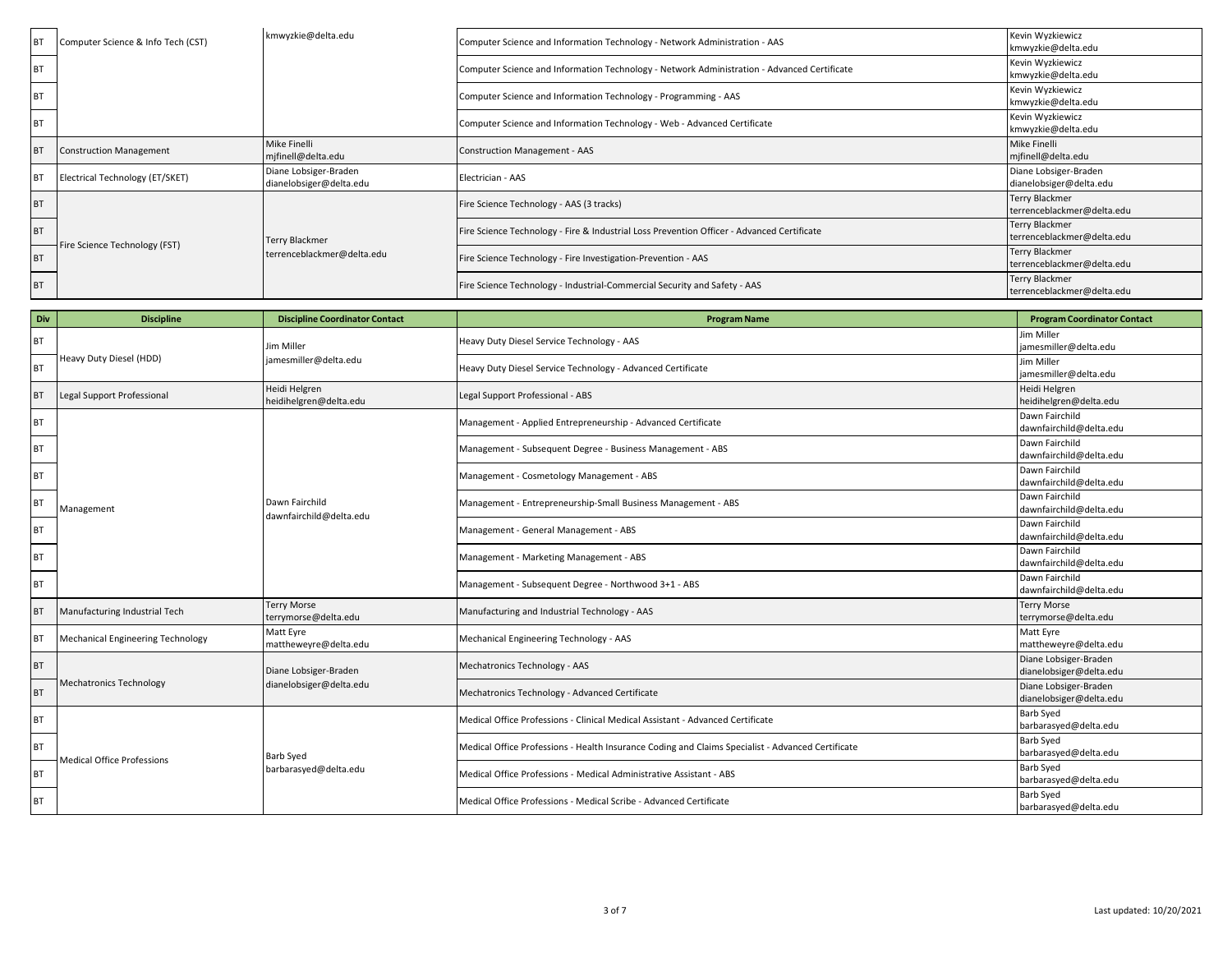| Div | Discipline | Discipline Coordinator Contact | Program Name | Program Coordinator Contact |
|---|---|---|---|---|
| BT | Computer Science & Info Tech (CST) | kmwyzkie@delta.edu | Computer Science and Information Technology - Network Administration - AAS | Kevin Wyzkiewicz kmwyzkie@delta.edu |
| BT | | | Computer Science and Information Technology - Network Administration - Advanced Certificate | Kevin Wyzkiewicz kmwyzkie@delta.edu |
| BT | | | Computer Science and Information Technology - Programming - AAS | Kevin Wyzkiewicz kmwyzkie@delta.edu |
| BT | | | Computer Science and Information Technology - Web - Advanced Certificate | Kevin Wyzkiewicz kmwyzkie@delta.edu |
| BT | Construction Management | Mike Finelli mjfinell@delta.edu | Construction Management - AAS | Mike Finelli mjfinell@delta.edu |
| BT | Electrical Technology (ET/SKET) | Diane Lobsiger-Braden dianelobsiger@delta.edu | Electrician - AAS | Diane Lobsiger-Braden dianelobsiger@delta.edu |
| BT | Fire Science Technology (FST) | Terry Blackmer terrenceblackmer@delta.edu | Fire Science Technology - AAS (3 tracks) | Terry Blackmer terrenceblackmer@delta.edu |
| BT | | | Fire Science Technology - Fire & Industrial Loss Prevention Officer - Advanced Certificate | Terry Blackmer terrenceblackmer@delta.edu |
| BT | | | Fire Science Technology - Fire Investigation-Prevention - AAS | Terry Blackmer terrenceblackmer@delta.edu |
| BT | | | Fire Science Technology - Industrial-Commercial Security and Safety - AAS | Terry Blackmer terrenceblackmer@delta.edu |
| BT | Heavy Duty Diesel (HDD) | Jim Miller jamesmiller@delta.edu | Heavy Duty Diesel Service Technology - AAS | Jim Miller jamesmiller@delta.edu |
| BT | | | Heavy Duty Diesel Service Technology - Advanced Certificate | Jim Miller jamesmiller@delta.edu |
| BT | Legal Support Professional | Heidi Helgren heidihelgren@delta.edu | Legal Support Professional - ABS | Heidi Helgren heidihelgren@delta.edu |
| BT | Management | Dawn Fairchild dawnfairchild@delta.edu | Management - Applied Entrepreneurship - Advanced Certificate | Dawn Fairchild dawnfairchild@delta.edu |
| BT | | | Management - Subsequent Degree - Business Management - ABS | Dawn Fairchild dawnfairchild@delta.edu |
| BT | | | Management - Cosmetology Management - ABS | Dawn Fairchild dawnfairchild@delta.edu |
| BT | | | Management - Entrepreneurship-Small Business Management - ABS | Dawn Fairchild dawnfairchild@delta.edu |
| BT | | | Management - General Management - ABS | Dawn Fairchild dawnfairchild@delta.edu |
| BT | | | Management - Marketing Management - ABS | Dawn Fairchild dawnfairchild@delta.edu |
| BT | | | Management - Subsequent Degree - Northwood 3+1 - ABS | Dawn Fairchild dawnfairchild@delta.edu |
| BT | Manufacturing Industrial Tech | Terry Morse terrymorse@delta.edu | Manufacturing and Industrial Technology - AAS | Terry Morse terrymorse@delta.edu |
| BT | Mechanical Engineering Technology | Matt Eyre mattheweyre@delta.edu | Mechanical Engineering Technology - AAS | Matt Eyre mattheweyre@delta.edu |
| BT | Mechatronics Technology | Diane Lobsiger-Braden dianelobsiger@delta.edu | Mechatronics Technology - AAS | Diane Lobsiger-Braden dianelobsiger@delta.edu |
| BT | | | Mechatronics Technology - Advanced Certificate | Diane Lobsiger-Braden dianelobsiger@delta.edu |
| BT | Medical Office Professions | Barb Syed barbarasyed@delta.edu | Medical Office Professions - Clinical Medical Assistant - Advanced Certificate | Barb Syed barbarasyed@delta.edu |
| BT | | | Medical Office Professions - Health Insurance Coding and Claims Specialist - Advanced Certificate | Barb Syed barbarasyed@delta.edu |
| BT | | | Medical Office Professions - Medical Administrative Assistant - ABS | Barb Syed barbarasyed@delta.edu |
| BT | | | Medical Office Professions - Medical Scribe - Advanced Certificate | Barb Syed barbarasyed@delta.edu |

Last updated: 10/20/2021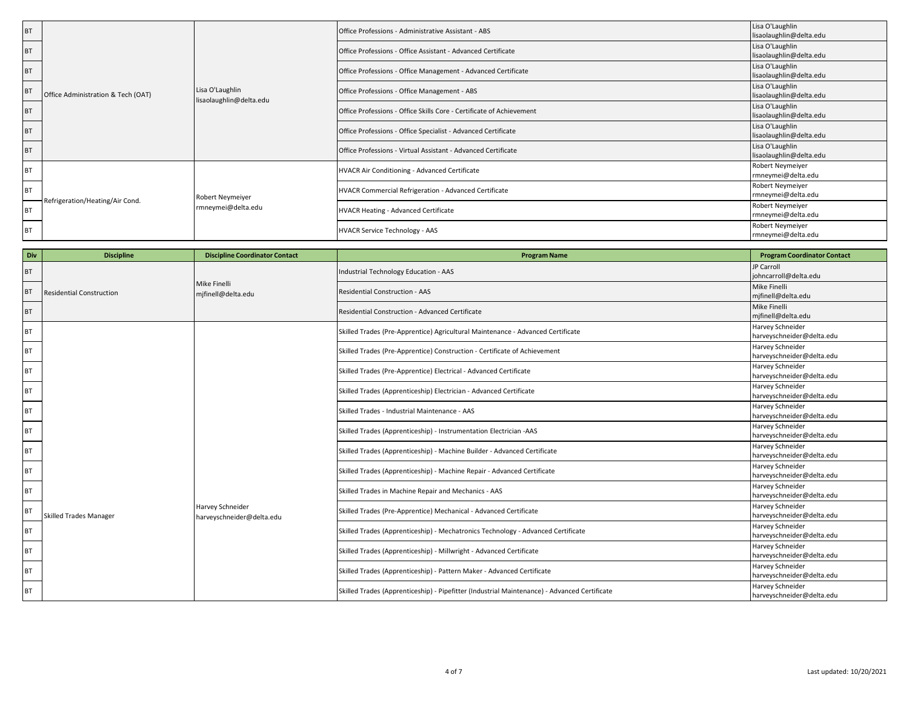| Div | Discipline | Discipline Coordinator Contact | Program Name | Program Coordinator Contact |
|---|---|---|---|---|
| BT | Office Administration & Tech (OAT) | Lisa O'Laughlin lisaolaughlin@delta.edu | Office Professions - Administrative Assistant - ABS | Lisa O'Laughlin lisaolaughlin@delta.edu |
| BT | | | Office Professions - Office Assistant - Advanced Certificate | Lisa O'Laughlin lisaolaughlin@delta.edu |
| BT | | | Office Professions - Office Management - Advanced Certificate | Lisa O'Laughlin lisaolaughlin@delta.edu |
| BT | | | Office Professions - Office Management - ABS | Lisa O'Laughlin lisaolaughlin@delta.edu |
| BT | | | Office Professions - Office Skills Core - Certificate of Achievement | Lisa O'Laughlin lisaolaughlin@delta.edu |
| BT | | | Office Professions - Office Specialist - Advanced Certificate | Lisa O'Laughlin lisaolaughlin@delta.edu |
| BT | | | Office Professions - Virtual Assistant - Advanced Certificate | Lisa O'Laughlin lisaolaughlin@delta.edu |
| BT | Refrigeration/Heating/Air Cond. | Robert Neymeiyer rmneymei@delta.edu | HVACR Air Conditioning - Advanced Certificate | Robert Neymeiyer rmneymei@delta.edu |
| BT | | | HVACR Commercial Refrigeration - Advanced Certificate | Robert Neymeiyer rmneymei@delta.edu |
| BT | | | HVACR Heating - Advanced Certificate | Robert Neymeiyer rmneymei@delta.edu |
| BT | | | HVACR Service Technology - AAS | Robert Neymeiyer rmneymei@delta.edu |
| BT | Residential Construction | Mike Finelli mjfinell@delta.edu | Industrial Technology Education - AAS | JP Carroll johncarroll@delta.edu |
| BT | | | Residential Construction - AAS | Mike Finelli mjfinell@delta.edu |
| BT | | | Residential Construction - Advanced Certificate | Mike Finelli mjfinell@delta.edu |
| BT | Skilled Trades Manager | Harvey Schneider harveyschneider@delta.edu | Skilled Trades (Pre-Apprentice) Agricultural Maintenance - Advanced Certificate | Harvey Schneider harveyschneider@delta.edu |
| BT | | | Skilled Trades (Pre-Apprentice) Construction - Certificate of Achievement | Harvey Schneider harveyschneider@delta.edu |
| BT | | | Skilled Trades (Pre-Apprentice) Electrical - Advanced Certificate | Harvey Schneider harveyschneider@delta.edu |
| BT | | | Skilled Trades (Apprenticeship) Electrician - Advanced Certificate | Harvey Schneider harveyschneider@delta.edu |
| BT | | | Skilled Trades - Industrial Maintenance - AAS | Harvey Schneider harveyschneider@delta.edu |
| BT | | | Skilled Trades (Apprenticeship) - Instrumentation Electrician -AAS | Harvey Schneider harveyschneider@delta.edu |
| BT | | | Skilled Trades (Apprenticeship) - Machine Builder - Advanced Certificate | Harvey Schneider harveyschneider@delta.edu |
| BT | | | Skilled Trades (Apprenticeship) - Machine Repair - Advanced Certificate | Harvey Schneider harveyschneider@delta.edu |
| BT | | | Skilled Trades in Machine Repair and Mechanics - AAS | Harvey Schneider harveyschneider@delta.edu |
| BT | | | Skilled Trades (Pre-Apprentice) Mechanical - Advanced Certificate | Harvey Schneider harveyschneider@delta.edu |
| BT | | | Skilled Trades (Apprenticeship) - Mechatronics Technology - Advanced Certificate | Harvey Schneider harveyschneider@delta.edu |
| BT | | | Skilled Trades (Apprenticeship) - Millwright - Advanced Certificate | Harvey Schneider harveyschneider@delta.edu |
| BT | | | Skilled Trades (Apprenticeship) - Pattern Maker - Advanced Certificate | Harvey Schneider harveyschneider@delta.edu |
| BT | | | Skilled Trades (Apprenticeship) - Pipefitter (Industrial Maintenance) - Advanced Certificate | Harvey Schneider harveyschneider@delta.edu |

Last updated: 10/20/2021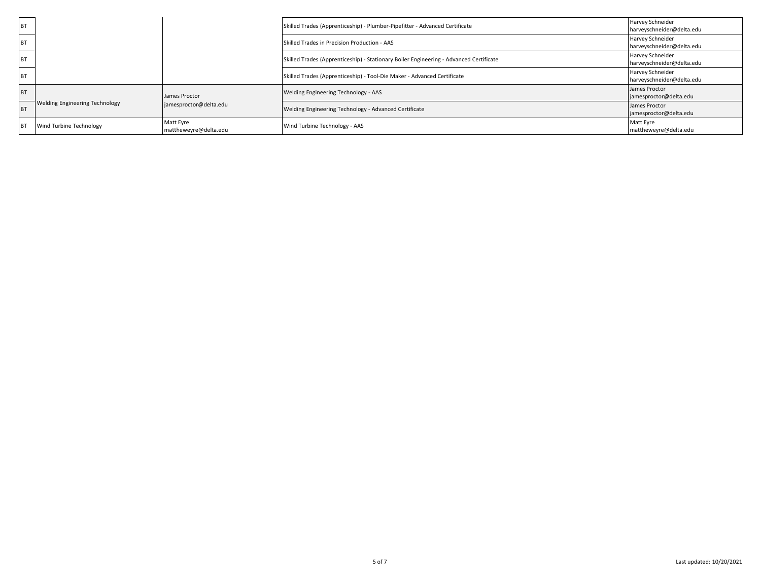| | | | | |
|---|---|---|---|---|
| BT | | | Skilled Trades (Apprenticeship) - Plumber-Pipefitter - Advanced Certificate | Harvey Schneider harveyschneider@delta.edu |
| BT | | | Skilled Trades in Precision Production - AAS | Harvey Schneider harveyschneider@delta.edu |
| BT | | | Skilled Trades (Apprenticeship) - Stationary Boiler Engineering - Advanced Certificate | Harvey Schneider harveyschneider@delta.edu |
| BT | | | Skilled Trades (Apprenticeship) - Tool-Die Maker - Advanced Certificate | Harvey Schneider harveyschneider@delta.edu |
| BT | Welding Engineering Technology | James Proctor jamesproctor@delta.edu | Welding Engineering Technology - AAS | James Proctor jamesproctor@delta.edu |
| BT | | | Welding Engineering Technology - Advanced Certificate | James Proctor jamesproctor@delta.edu |
| BT | Wind Turbine Technology | Matt Eyre mattheweyre@delta.edu | Wind Turbine Technology - AAS | Matt Eyre mattheweyre@delta.edu |

Last updated: 10/20/2021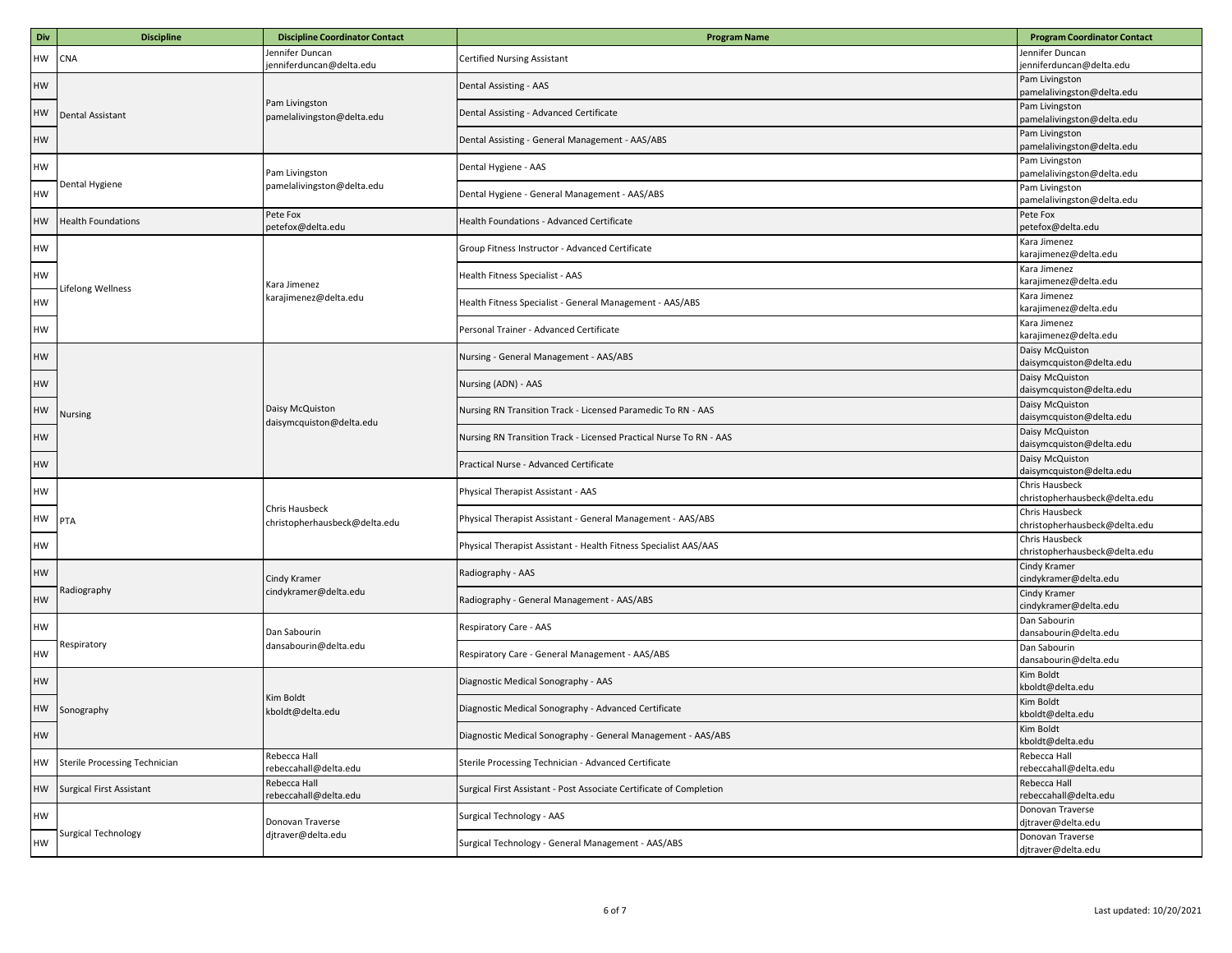| Div | Discipline | Discipline Coordinator Contact | Program Name | Program Coordinator Contact |
|---|---|---|---|---|
| HW | CNA | Jennifer Duncan jenniferduncan@delta.edu | Certified Nursing Assistant | Jennifer Duncan jenniferduncan@delta.edu |
| HW | Dental Assistant | Pam Livingston pamelalivingston@delta.edu | Dental Assisting - AAS | Pam Livingston pamelalivingston@delta.edu |
| HW | | | Dental Assisting - Advanced Certificate | Pam Livingston pamelalivingston@delta.edu |
| HW | | | Dental Assisting - General Management - AAS/ABS | Pam Livingston pamelalivingston@delta.edu |
| HW | Dental Hygiene | Pam Livingston pamelalivingston@delta.edu | Dental Hygiene - AAS | Pam Livingston pamelalivingston@delta.edu |
| HW | | | Dental Hygiene - General Management - AAS/ABS | Pam Livingston pamelalivingston@delta.edu |
| HW | Health Foundations | Pete Fox petefox@delta.edu | Health Foundations - Advanced Certificate | Pete Fox petefox@delta.edu |
| HW | Lifelong Wellness | Kara Jimenez karajimenez@delta.edu | Group Fitness Instructor - Advanced Certificate | Kara Jimenez karajimenez@delta.edu |
| HW | | | Health Fitness Specialist - AAS | Kara Jimenez karajimenez@delta.edu |
| HW | | | Health Fitness Specialist - General Management - AAS/ABS | Kara Jimenez karajimenez@delta.edu |
| HW | | | Personal Trainer - Advanced Certificate | Kara Jimenez karajimenez@delta.edu |
| HW | Nursing | Daisy McQuiston daisymcquiston@delta.edu | Nursing - General Management - AAS/ABS | Daisy McQuiston daisymcquiston@delta.edu |
| HW | | | Nursing (ADN) - AAS | Daisy McQuiston daisymcquiston@delta.edu |
| HW | | | Nursing RN Transition Track - Licensed Paramedic To RN - AAS | Daisy McQuiston daisymcquiston@delta.edu |
| HW | | | Nursing RN Transition Track - Licensed Practical Nurse To RN - AAS | Daisy McQuiston daisymcquiston@delta.edu |
| HW | | | Practical Nurse - Advanced Certificate | Daisy McQuiston daisymcquiston@delta.edu |
| HW | PTA | Chris Hausbeck christopherhausbeck@delta.edu | Physical Therapist Assistant - AAS | Chris Hausbeck christopherhausbeck@delta.edu |
| HW | | | Physical Therapist Assistant - General Management - AAS/ABS | Chris Hausbeck christopherhausbeck@delta.edu |
| HW | | | Physical Therapist Assistant - Health Fitness Specialist AAS/AAS | Chris Hausbeck christopherhausbeck@delta.edu |
| HW | Radiography | Cindy Kramer cindykramer@delta.edu | Radiography - AAS | Cindy Kramer cindykramer@delta.edu |
| HW | | | Radiography - General Management - AAS/ABS | Cindy Kramer cindykramer@delta.edu |
| HW | Respiratory | Dan Sabourin dansabourin@delta.edu | Respiratory Care - AAS | Dan Sabourin dansabourin@delta.edu |
| HW | | | Respiratory Care - General Management - AAS/ABS | Dan Sabourin dansabourin@delta.edu |
| HW | Sonography | Kim Boldt kboldt@delta.edu | Diagnostic Medical Sonography - AAS | Kim Boldt kboldt@delta.edu |
| HW | | | Diagnostic Medical Sonography - Advanced Certificate | Kim Boldt kboldt@delta.edu |
| HW | | | Diagnostic Medical Sonography - General Management - AAS/ABS | Kim Boldt kboldt@delta.edu |
| HW | Sterile Processing Technician | Rebecca Hall rebeccahall@delta.edu | Sterile Processing Technician - Advanced Certificate | Rebecca Hall rebeccahall@delta.edu |
| HW | Surgical First Assistant | Rebecca Hall rebeccahall@delta.edu | Surgical First Assistant - Post Associate Certificate of Completion | Rebecca Hall rebeccahall@delta.edu |
| HW | Surgical Technology | Donovan Traverse djtraver@delta.edu | Surgical Technology - AAS | Donovan Traverse djtraver@delta.edu |
| HW | | | Surgical Technology - General Management - AAS/ABS | Donovan Traverse djtraver@delta.edu |

Last updated: 10/20/2021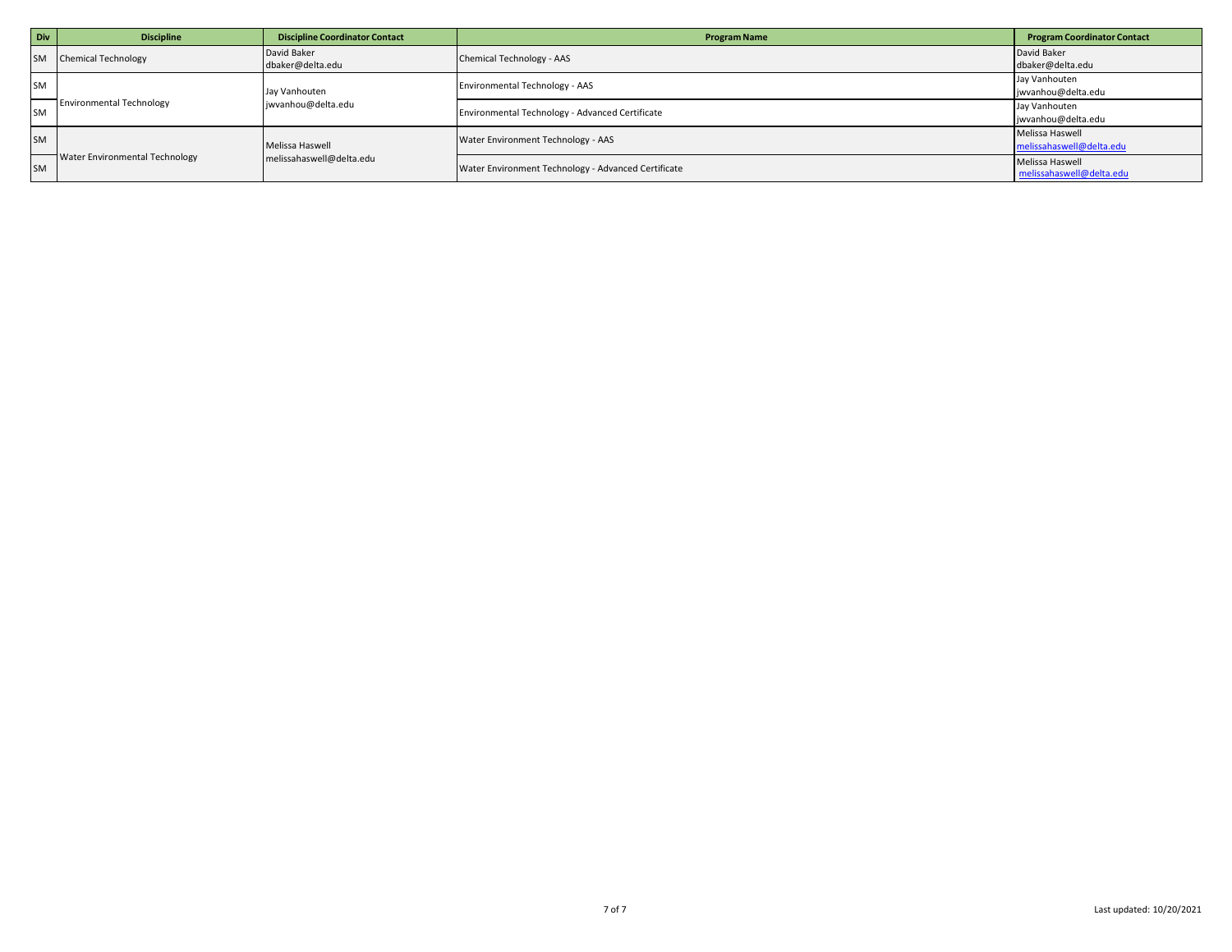| Div | Discipline | Discipline Coordinator Contact | Program Name | Program Coordinator Contact |
|---|---|---|---|---|
| SM | Chemical Technology | David Baker dbaker@delta.edu | Chemical Technology - AAS | David Baker dbaker@delta.edu |
| SM | Environmental Technology | Jay Vanhouten jwvanhou@delta.edu | Environmental Technology - AAS | Jay Vanhouten jwvanhou@delta.edu |
| SM | | | Environmental Technology - Advanced Certificate | Jay Vanhouten jwvanhou@delta.edu |
| SM | Water Environmental Technology | Melissa Haswell melissahaswell@delta.edu | Water Environment Technology - AAS | Melissa Haswell melissahaswell@delta.edu |
| SM | | | Water Environment Technology - Advanced Certificate | Melissa Haswell melissahaswell@delta.edu |

Last updated: 10/20/2021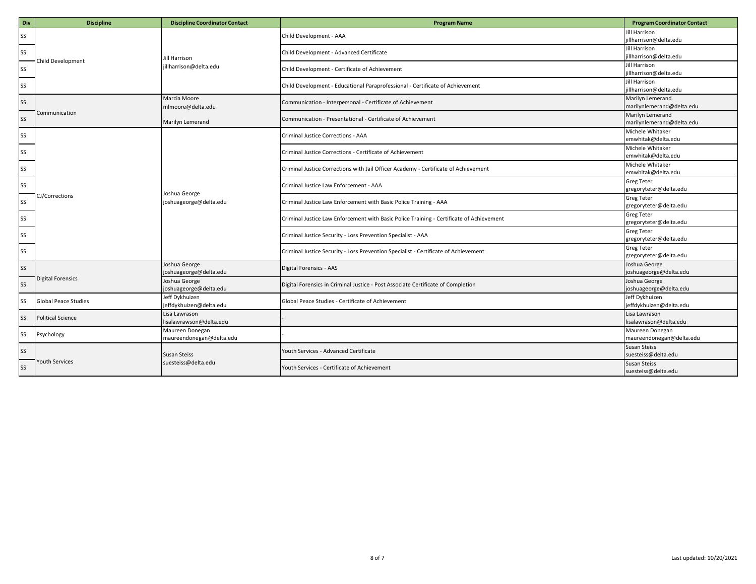| Div | Discipline | Discipline Coordinator Contact | Program Name | Program Coordinator Contact |
|---|---|---|---|---|
| SS | Child Development | Jill Harrison jillharrison@delta.edu | Child Development - AAA | Jill Harrison jillharrison@delta.edu |
| SS | | | Child Development - Advanced Certificate | Jill Harrison jillharrison@delta.edu |
| SS | | | Child Development - Certificate of Achievement | Jill Harrison jillharrison@delta.edu |
| SS | | | Child Development - Educational Paraprofessional - Certificate of Achievement | Jill Harrison jillharrison@delta.edu |
| SS | Communication | Marcia Moore mlmoore@delta.edu | Communication - Interpersonal - Certificate of Achievement | Marilyn Lemerand marilynlemerand@delta.edu |
| SS | | Marilyn Lemerand | Communication - Presentational - Certificate of Achievement | Marilyn Lemerand marilynlemerand@delta.edu |
| SS | CJ/Corrections | Joshua George joshuageorge@delta.edu | Criminal Justice Corrections - AAA | Michele Whitaker emwhitak@delta.edu |
| SS | | | Criminal Justice Corrections - Certificate of Achievement | Michele Whitaker emwhitak@delta.edu |
| SS | | | Criminal Justice Corrections with Jail Officer Academy - Certificate of Achievement | Michele Whitaker emwhitak@delta.edu |
| SS | | | Criminal Justice Law Enforcement - AAA | Greg Teter gregoryteter@delta.edu |
| SS | | | Criminal Justice Law Enforcement with Basic Police Training - AAA | Greg Teter gregoryteter@delta.edu |
| SS | | | Criminal Justice Law Enforcement with Basic Police Training - Certificate of Achievement | Greg Teter gregoryteter@delta.edu |
| SS | | | Criminal Justice Security - Loss Prevention Specialist - AAA | Greg Teter gregoryteter@delta.edu |
| SS | | | Criminal Justice Security - Loss Prevention Specialist - Certificate of Achievement | Greg Teter gregoryteter@delta.edu |
| SS | Digital Forensics | Joshua George joshuageorge@delta.edu | Digital Forensics - AAS | Joshua George joshuageorge@delta.edu |
| SS | | Joshua George joshuageorge@delta.edu | Digital Forensics in Criminal Justice - Post Associate Certificate of Completion | Joshua George joshuageorge@delta.edu |
| SS | Global Peace Studies | Jeff Dykhuizen jeffdykhuizen@delta.edu | Global Peace Studies - Certificate of Achievement | Jeff Dykhuizen jeffdykhuizen@delta.edu |
| SS | Political Science | Lisa Lawrason lisalawrawson@delta.edu | - | Lisa Lawrason lisalawrason@delta.edu |
| SS | Psychology | Maureen Donegan maureendonegan@delta.edu | - | Maureen Donegan maureendonegan@delta.edu |
| SS | Youth Services | Susan Steiss suesteiss@delta.edu | Youth Services - Advanced Certificate | Susan Steiss suesteiss@delta.edu |
| SS | | | Youth Services - Certificate of Achievement | Susan Steiss suesteiss@delta.edu |

Last updated: 10/20/2021